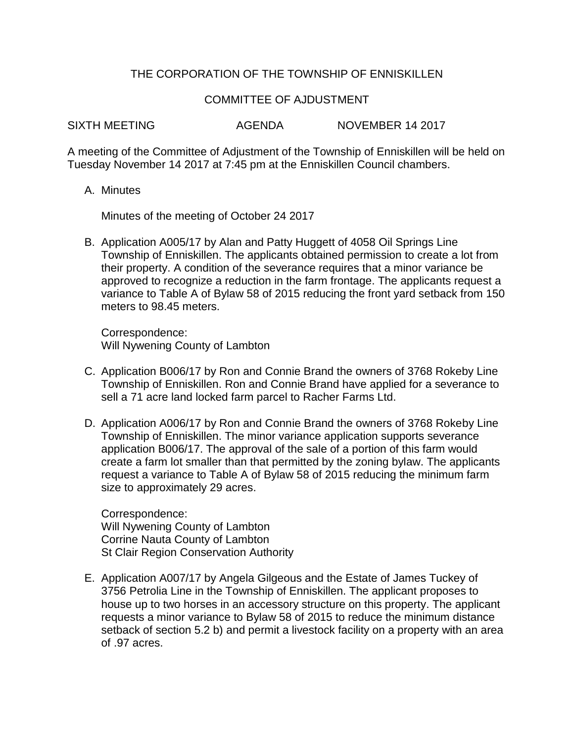# THE CORPORATION OF THE TOWNSHIP OF ENNISKILLEN

## COMMITTEE OF AJDUSTMENT

SIXTH MEETING AGENDA NOVEMBER 14 2017

A meeting of the Committee of Adjustment of the Township of Enniskillen will be held on Tuesday November 14 2017 at 7:45 pm at the Enniskillen Council chambers.

A. Minutes

   Minutes of the meeting of October 24 2017

B. Application A005/17 by Alan and Patty Huggett of 4058 Oil Springs Line Township of Enniskillen. The applicants obtained permission to create a lot from their property. A condition of the severance requires that a minor variance be approved to recognize a reduction in the farm frontage. The applicants request a variance to Table A of Bylaw 58 of 2015 reducing the front yard setback from 150 meters to 98.45 meters.

   Correspondence:
   Will Nywening County of Lambton

C. Application B006/17 by Ron and Connie Brand the owners of 3768 Rokeby Line Township of Enniskillen. Ron and Connie Brand have applied for a severance to sell a 71 acre land locked farm parcel to Racher Farms Ltd.

D. Application A006/17 by Ron and Connie Brand the owners of 3768 Rokeby Line Township of Enniskillen. The minor variance application supports severance application B006/17. The approval of the sale of a portion of this farm would create a farm lot smaller than that permitted by the zoning bylaw. The applicants request a variance to Table A of Bylaw 58 of 2015 reducing the minimum farm size to approximately 29 acres.

   Correspondence:
   Will Nywening County of Lambton
   Corrine Nauta County of Lambton
   St Clair Region Conservation Authority

E. Application A007/17 by Angela Gilgeous and the Estate of James Tuckey of 3756 Petrolia Line in the Township of Enniskillen. The applicant proposes to house up to two horses in an accessory structure on this property. The applicant requests a minor variance to Bylaw 58 of 2015 to reduce the minimum distance setback of section 5.2 b) and permit a livestock facility on a property with an area of .97 acres.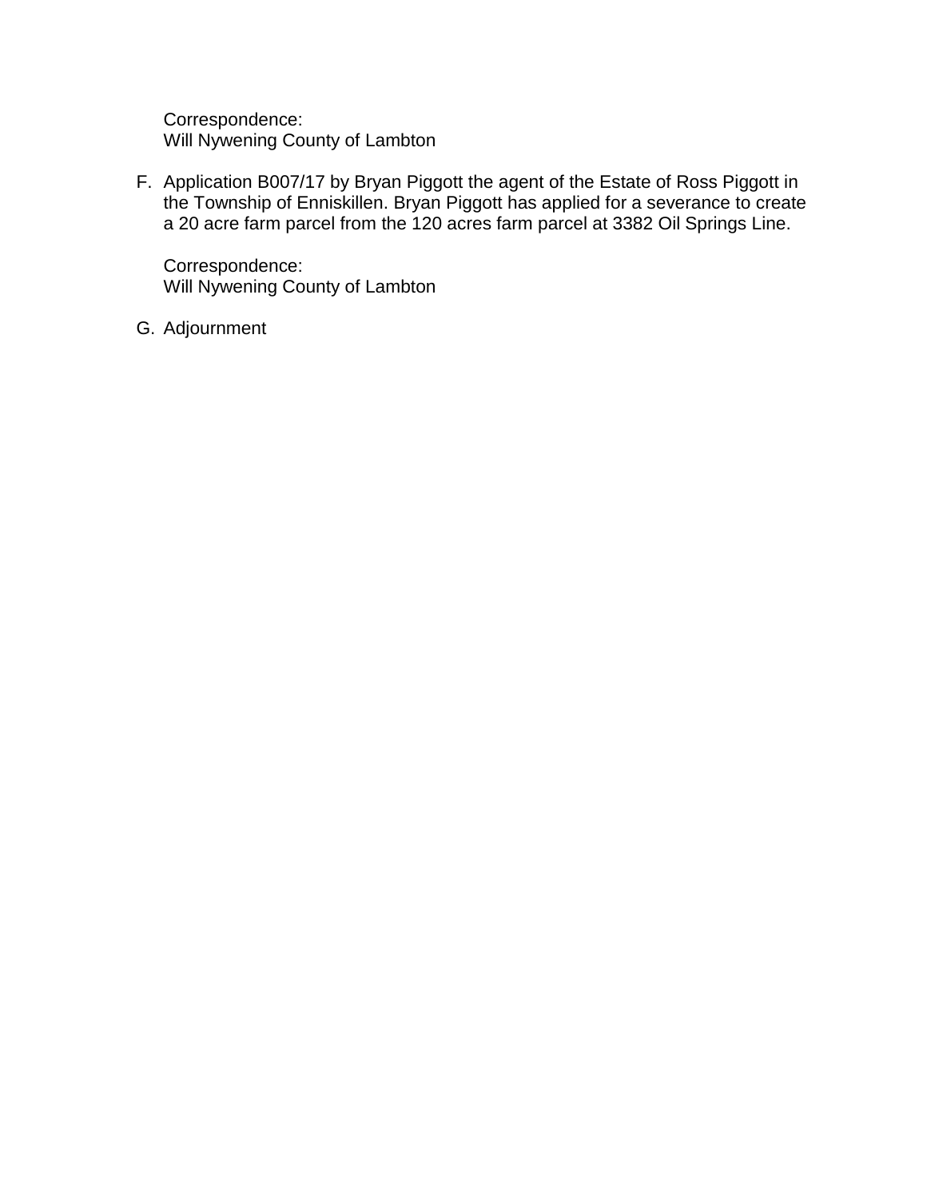Correspondence:
Will Nywening County of Lambton

F. Application B007/17 by Bryan Piggott the agent of the Estate of Ross Piggott in the Township of Enniskillen. Bryan Piggott has applied for a severance to create a 20 acre farm parcel from the 120 acres farm parcel at 3382 Oil Springs Line.

   Correspondence:
   Will Nywening County of Lambton

G. Adjournment